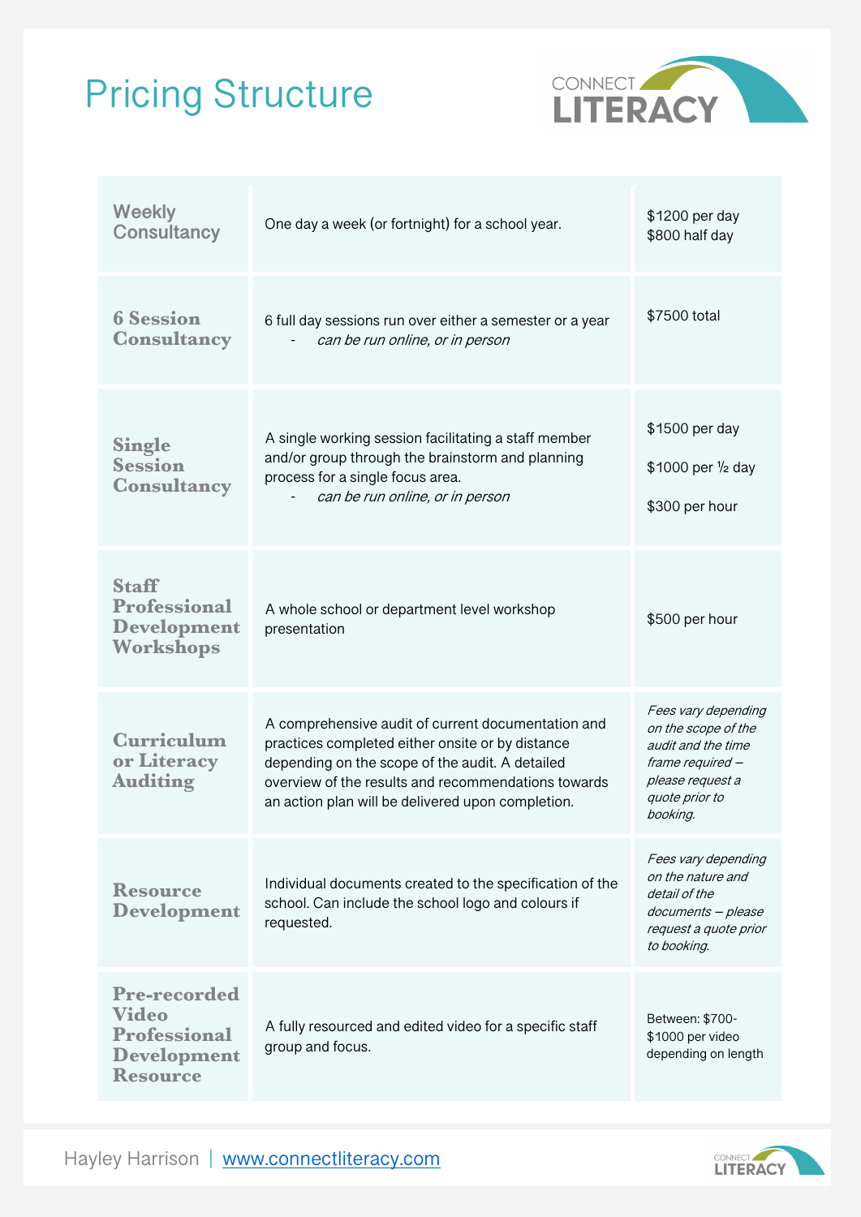# Pricing Structure

| Service | Description | Price |
| --- | --- | --- |
| **Weekly Consultancy** | One day a week (or fortnight) for a school year. | $1200 per day<br>$800 half day |
| **6 Session Consultancy** | 6 full day sessions run over either a semester or a year<br>- *can be run online, or in person* | $7500 total |
| **Single Session Consultancy** | A single working session facilitating a staff member and/or group through the brainstorm and planning process for a single focus area.<br>- *can be run online, or in person* | $1500 per day<br>$1000 per ½ day<br>$300 per hour |
| **Staff Professional Development Workshops** | A whole school or department level workshop presentation | $500 per hour |
| **Curriculum or Literacy Auditing** | A comprehensive audit of current documentation and practices completed either onsite or by distance depending on the scope of the audit. A detailed overview of the results and recommendations towards an action plan will be delivered upon completion. | *Fees vary depending on the scope of the audit and the time frame required – please request a quote prior to booking.* |
| **Resource Development** | Individual documents created to the specification of the school. Can include the school logo and colours if requested. | *Fees vary depending on the nature and detail of the documents – please request a quote prior to booking.* |
| **Pre-recorded Video Professional Development Resource** | A fully resourced and edited video for a specific staff group and focus. | Between: $700-$1000 per video depending on length |

Hayley Harrison | www.connectliteracy.com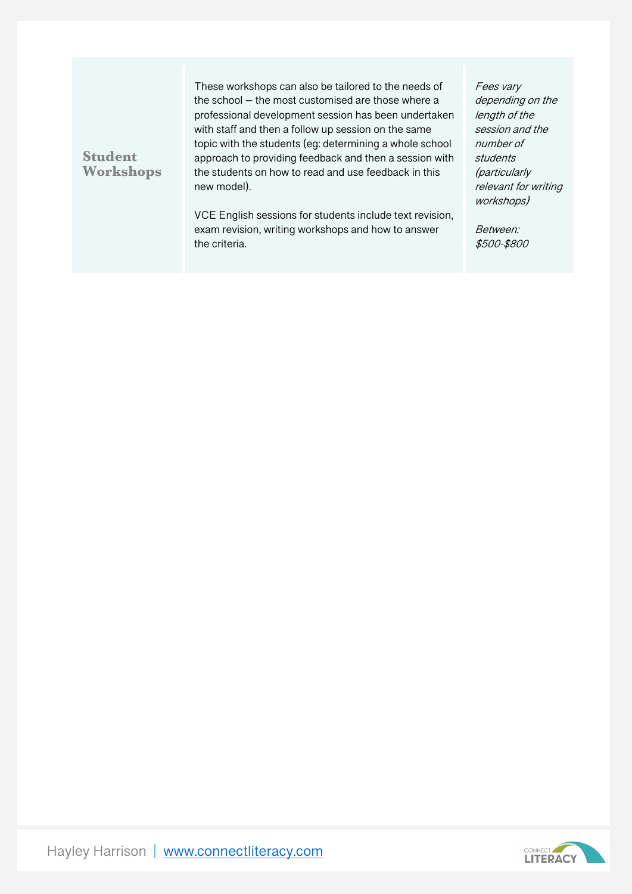| | | |
|---|---|---|
| **Student Workshops** | These workshops can also be tailored to the needs of the school – the most customised are those where a professional development session has been undertaken with staff and then a follow up session on the same topic with the students (eg: determining a whole school approach to providing feedback and then a session with the students on how to read and use feedback in this new model).<br><br>VCE English sessions for students include text revision, exam revision, writing workshops and how to answer the criteria. | *Fees vary depending on the length of the session and the number of students (particularly relevant for writing workshops)*<br><br>*Between: $500-$800* |